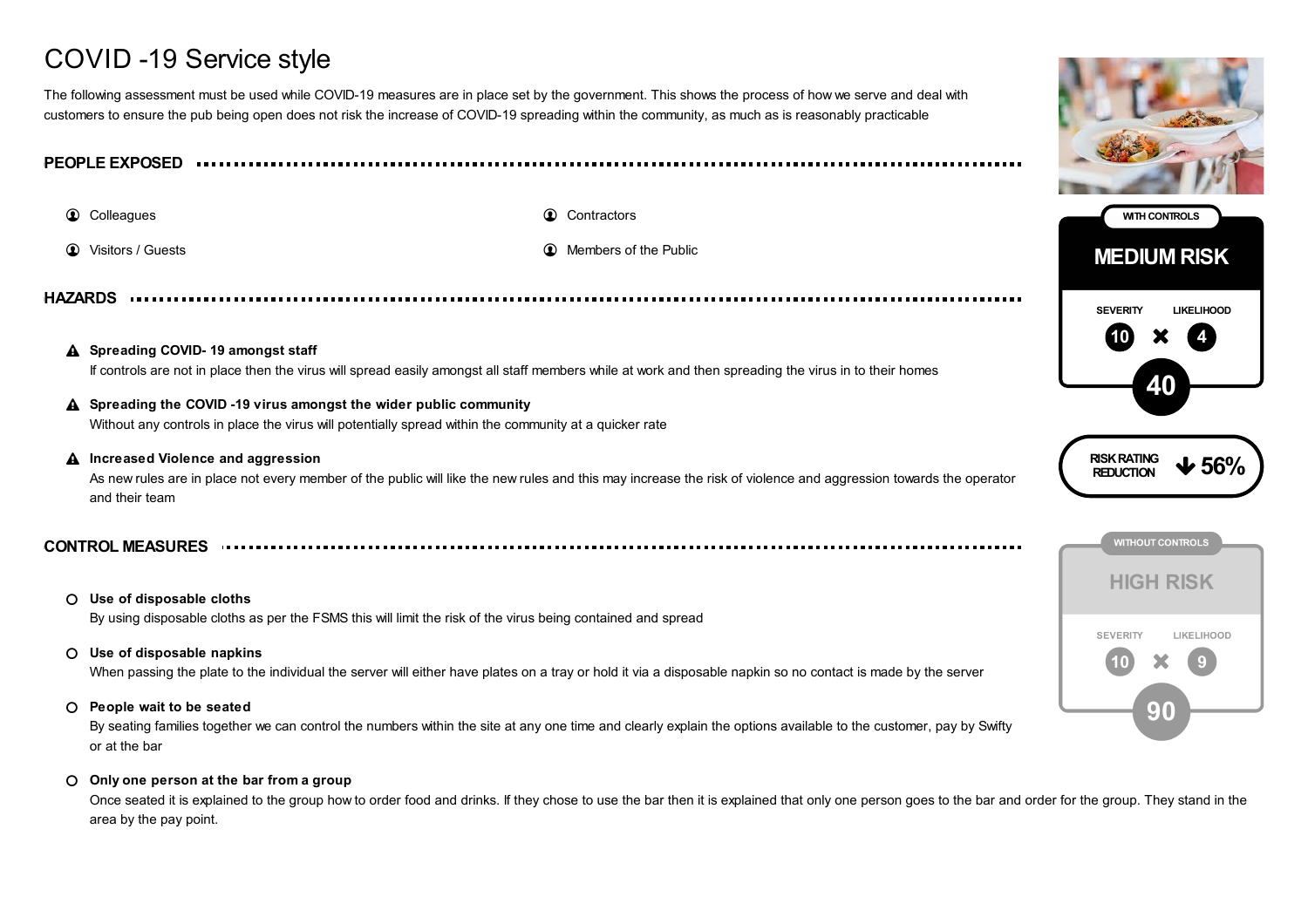# COVID -19 Service style

The following assessment must be used while COVID-19 measures are in place set by the government. This shows the process of how we serve and deal with customers to ensure the pub being open does not risk the increase of COVID-19 spreading within the community, as much as is reasonably practicable

## PEOPLE EXPOSED

- Colleagues
- Visitors / Guests
- Contractors
- Members of the Public

## HAZARDS

**Spreading COVID- 19 amongst staff**
If controls are not in place then the virus will spread easily amongst all staff members while at work and then spreading the virus in to their homes

**Spreading the COVID -19 virus amongst the wider public community**
Without any controls in place the virus will potentially spread within the community at a quicker rate

**Increased Violence and aggression**
As new rules are in place not every member of the public will like the new rules and this may increase the risk of violence and aggression towards the operator and their team

## CONTROL MEASURES

**Use of disposable cloths**
By using disposable cloths as per the FSMS this will limit the risk of the virus being contained and spread

**Use of disposable napkins**
When passing the plate to the individual the server will either have plates on a tray or hold it via a disposable napkin so no contact is made by the server

**People wait to be seated**
By seating families together we can control the numbers within the site at any one time and clearly explain the options available to the customer, pay by Swifty or at the bar

**Only one person at the bar from a group**
Once seated it is explained to the group how to order food and drinks. If they chose to use the bar then it is explained that only one person goes to the bar and order for the group. They stand in the area by the pay point.

---

**WITH CONTROLS**

**MEDIUM RISK**

| SEVERITY | | LIKELIHOOD |
|---|---|---|
| 10 | × | 4 |

**40**

**RISK RATING REDUCTION ↓ 56%**

**WITHOUT CONTROLS**

**HIGH RISK**

| SEVERITY | | LIKELIHOOD |
|---|---|---|
| 10 | × | 9 |

**90**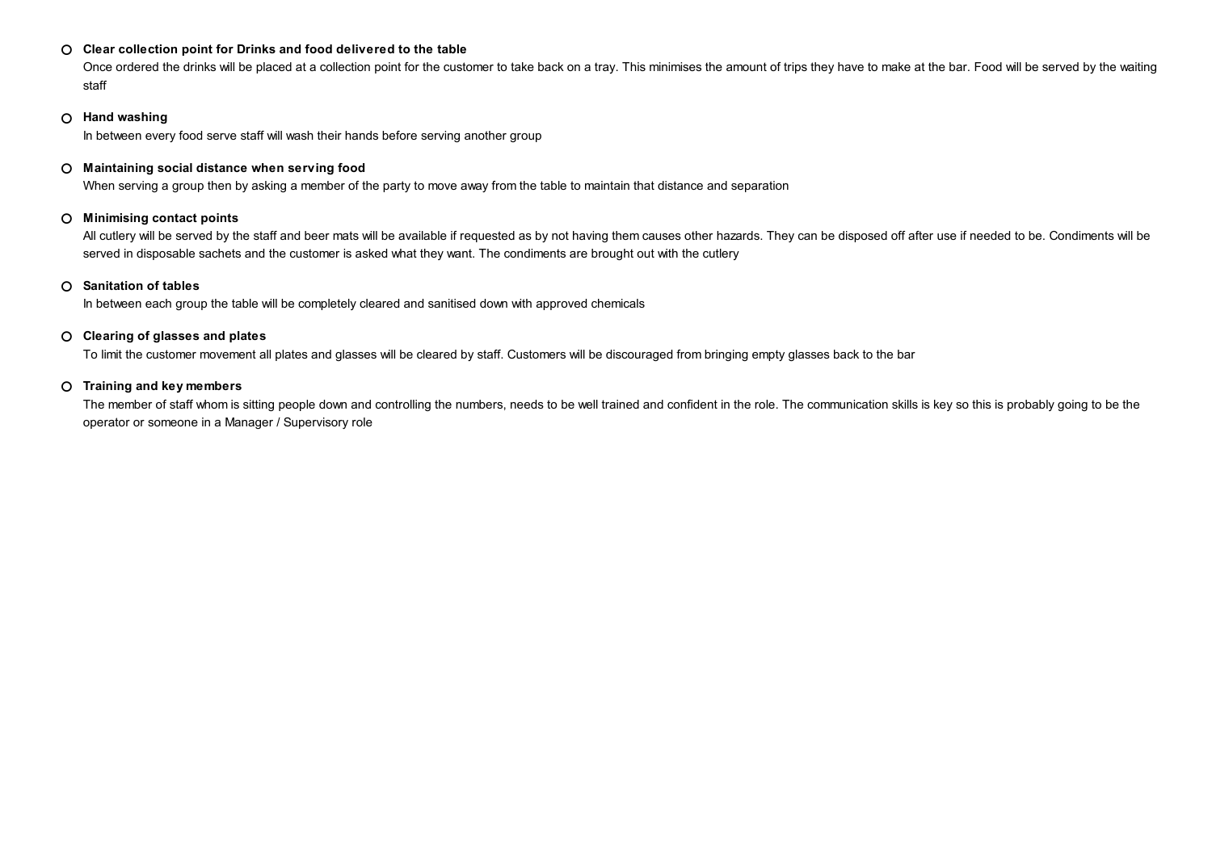- **Clear collection point for Drinks and food delivered to the table**
  Once ordered the drinks will be placed at a collection point for the customer to take back on a tray. This minimises the amount of trips they have to make at the bar. Food will be served by the waiting staff

- **Hand washing**
  In between every food serve staff will wash their hands before serving another group

- **Maintaining social distance when serving food**
  When serving a group then by asking a member of the party to move away from the table to maintain that distance and separation

- **Minimising contact points**
  All cutlery will be served by the staff and beer mats will be available if requested as by not having them causes other hazards. They can be disposed off after use if needed to be. Condiments will be served in disposable sachets and the customer is asked what they want. The condiments are brought out with the cutlery

- **Sanitation of tables**
  In between each group the table will be completely cleared and sanitised down with approved chemicals

- **Clearing of glasses and plates**
  To limit the customer movement all plates and glasses will be cleared by staff. Customers will be discouraged from bringing empty glasses back to the bar

- **Training and key members**
  The member of staff whom is sitting people down and controlling the numbers, needs to be well trained and confident in the role. The communication skills is key so this is probably going to be the operator or someone in a Manager / Supervisory role